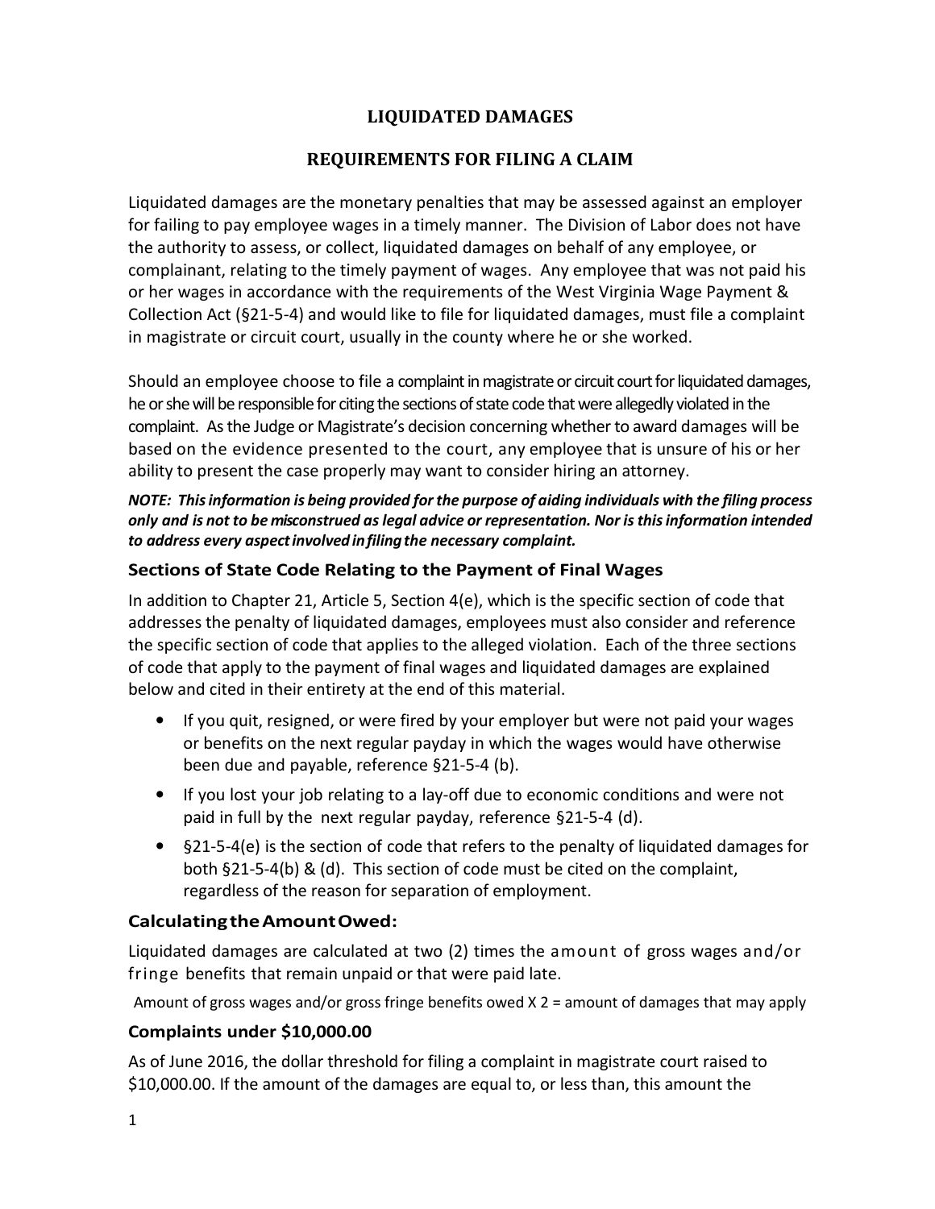# LIQUIDATED DAMAGES

## REQUIREMENTS FOR FILING A CLAIM

Liquidated damages are the monetary penalties that may be assessed against an employer for failing to pay employee wages in a timely manner. The Division of Labor does not have the authority to assess, or collect, liquidated damages on behalf of any employee, or complainant, relating to the timely payment of wages. Any employee that was not paid his or her wages in accordance with the requirements of the West Virginia Wage Payment & Collection Act (§21-5-4) and would like to file for liquidated damages, must file a complaint in magistrate or circuit court, usually in the county where he or she worked.

Should an employee choose to file a complaint in magistrate or circuit court for liquidated damages, he or she will be responsible for citing the sections of state code that were allegedly violated in the complaint. As the Judge or Magistrate's decision concerning whether to award damages will be based on the evidence presented to the court, any employee that is unsure of his or her ability to present the case properly may want to consider hiring an attorney.

***NOTE: This information is being provided for the purpose of aiding individuals with the filing process only and is not to be misconstrued as legal advice or representation. Nor is this information intended to address every aspect involved in filing the necessary complaint.***

### Sections of State Code Relating to the Payment of Final Wages

In addition to Chapter 21, Article 5, Section 4(e), which is the specific section of code that addresses the penalty of liquidated damages, employees must also consider and reference the specific section of code that applies to the alleged violation. Each of the three sections of code that apply to the payment of final wages and liquidated damages are explained below and cited in their entirety at the end of this material.

- If you quit, resigned, or were fired by your employer but were not paid your wages or benefits on the next regular payday in which the wages would have otherwise been due and payable, reference §21-5-4 (b).
- If you lost your job relating to a lay-off due to economic conditions and were not paid in full by the next regular payday, reference §21-5-4 (d).
- §21-5-4(e) is the section of code that refers to the penalty of liquidated damages for both §21-5-4(b) & (d). This section of code must be cited on the complaint, regardless of the reason for separation of employment.

### Calculating the Amount Owed:

Liquidated damages are calculated at two (2) times the amount of gross wages and/or fringe benefits that remain unpaid or that were paid late.

Amount of gross wages and/or gross fringe benefits owed X 2 = amount of damages that may apply

### Complaints under $10,000.00

As of June 2016, the dollar threshold for filing a complaint in magistrate court raised to $10,000.00. If the amount of the damages are equal to, or less than, this amount the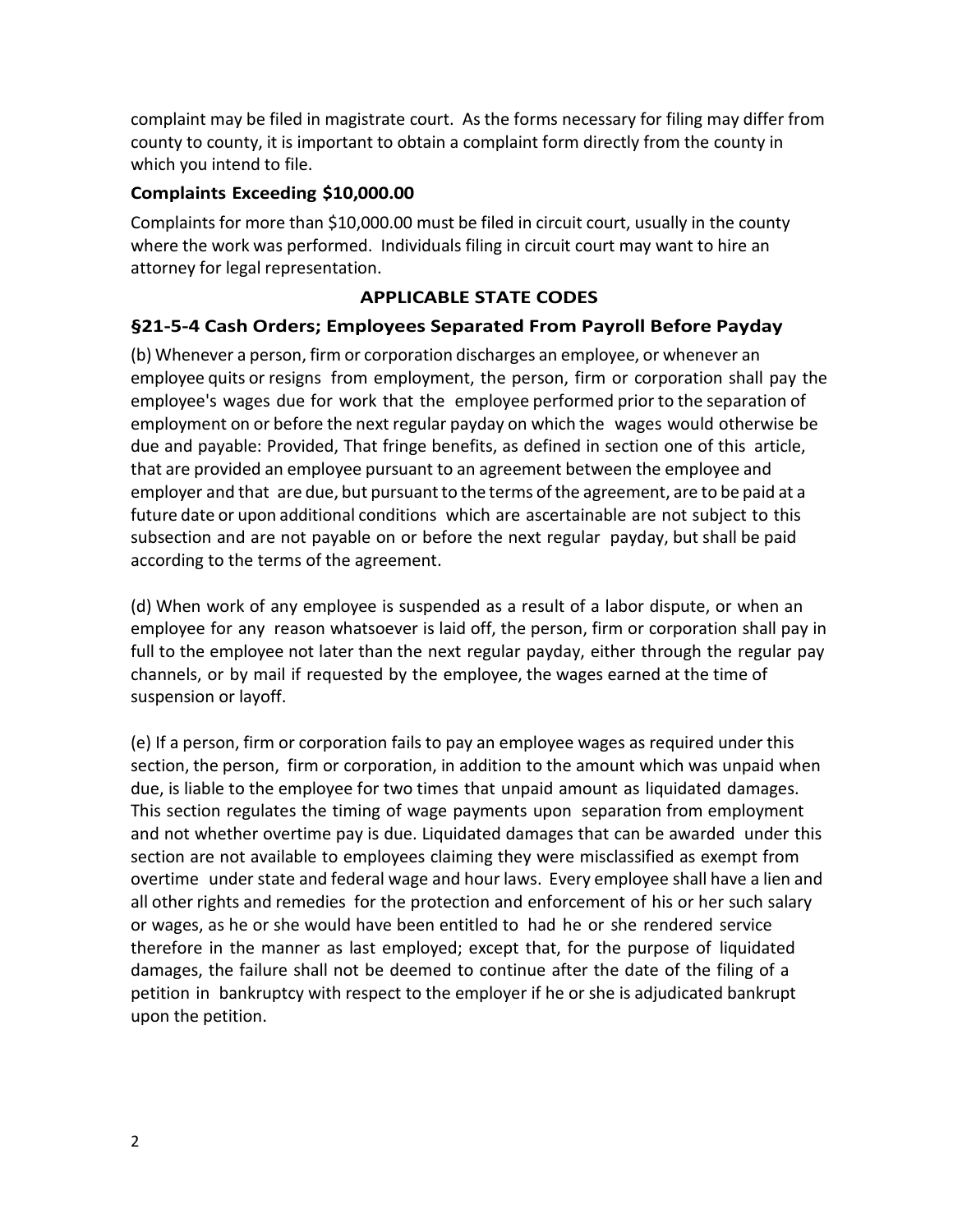complaint may be filed in magistrate court. As the forms necessary for filing may differ from county to county, it is important to obtain a complaint form directly from the county in which you intend to file.

### Complaints Exceeding $10,000.00

Complaints for more than $10,000.00 must be filed in circuit court, usually in the county where the work was performed. Individuals filing in circuit court may want to hire an attorney for legal representation.

## APPLICABLE STATE CODES

### §21-5-4 Cash Orders; Employees Separated From Payroll Before Payday

(b) Whenever a person, firm or corporation discharges an employee, or whenever an employee quits or resigns from employment, the person, firm or corporation shall pay the employee's wages due for work that the employee performed prior to the separation of employment on or before the next regular payday on which the wages would otherwise be due and payable: Provided, That fringe benefits, as defined in section one of this article, that are provided an employee pursuant to an agreement between the employee and employer and that are due, but pursuant to the terms of the agreement, are to be paid at a future date or upon additional conditions which are ascertainable are not subject to this subsection and are not payable on or before the next regular payday, but shall be paid according to the terms of the agreement.

(d) When work of any employee is suspended as a result of a labor dispute, or when an employee for any reason whatsoever is laid off, the person, firm or corporation shall pay in full to the employee not later than the next regular payday, either through the regular pay channels, or by mail if requested by the employee, the wages earned at the time of suspension or layoff.

(e) If a person, firm or corporation fails to pay an employee wages as required under this section, the person, firm or corporation, in addition to the amount which was unpaid when due, is liable to the employee for two times that unpaid amount as liquidated damages. This section regulates the timing of wage payments upon separation from employment and not whether overtime pay is due. Liquidated damages that can be awarded under this section are not available to employees claiming they were misclassified as exempt from overtime under state and federal wage and hour laws. Every employee shall have a lien and all other rights and remedies for the protection and enforcement of his or her such salary or wages, as he or she would have been entitled to had he or she rendered service therefore in the manner as last employed; except that, for the purpose of liquidated damages, the failure shall not be deemed to continue after the date of the filing of a petition in bankruptcy with respect to the employer if he or she is adjudicated bankrupt upon the petition.